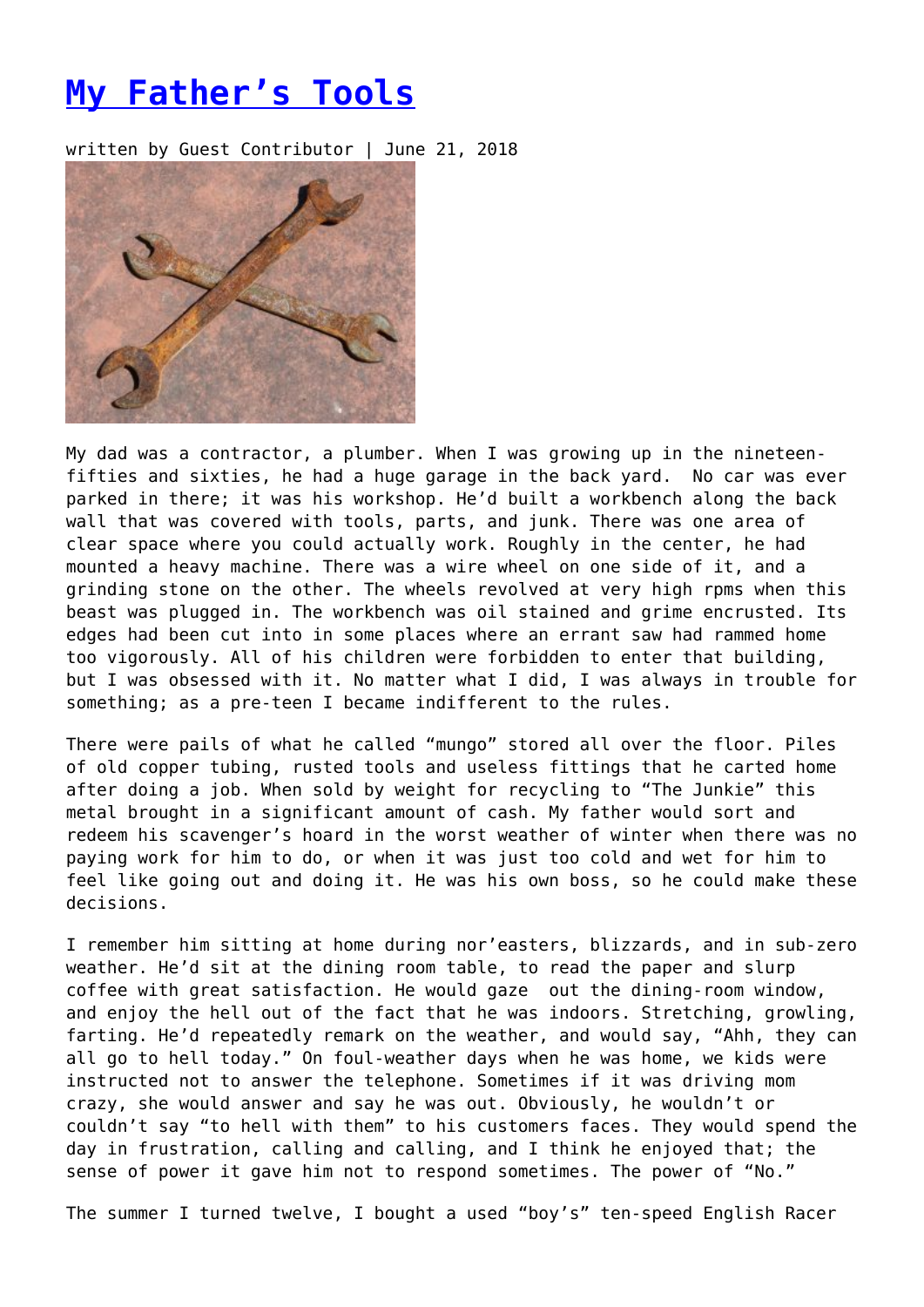# My Father's Tools

written by Guest Contributor | June 21, 2018

My dad was a contractor, a plumber. When I was growing up in the nineteen-fifties and sixties, he had a huge garage in the back yard. No car was ever parked in there; it was his workshop. He'd built a workbench along the back wall that was covered with tools, parts, and junk. There was one area of clear space where you could actually work. Roughly in the center, he had mounted a heavy machine. There was a wire wheel on one side of it, and a grinding stone on the other. The wheels revolved at very high rpms when this beast was plugged in. The workbench was oil stained and grime encrusted. Its edges had been cut into in some places where an errant saw had rammed home too vigorously. All of his children were forbidden to enter that building, but I was obsessed with it. No matter what I did, I was always in trouble for something; as a pre-teen I became indifferent to the rules.

There were pails of what he called "mungo" stored all over the floor. Piles of old copper tubing, rusted tools and useless fittings that he carted home after doing a job. When sold by weight for recycling to "The Junkie" this metal brought in a significant amount of cash. My father would sort and redeem his scavenger's hoard in the worst weather of winter when there was no paying work for him to do, or when it was just too cold and wet for him to feel like going out and doing it. He was his own boss, so he could make these decisions.

I remember him sitting at home during nor'easters, blizzards, and in sub-zero weather. He'd sit at the dining room table, to read the paper and slurp coffee with great satisfaction. He would gaze out the dining-room window, and enjoy the hell out of the fact that he was indoors. Stretching, growling, farting. He'd repeatedly remark on the weather, and would say, "Ahh, they can all go to hell today." On foul-weather days when he was home, we kids were instructed not to answer the telephone. Sometimes if it was driving mom crazy, she would answer and say he was out. Obviously, he wouldn't or couldn't say "to hell with them" to his customers faces. They would spend the day in frustration, calling and calling, and I think he enjoyed that; the sense of power it gave him not to respond sometimes. The power of "No."

The summer I turned twelve, I bought a used "boy's" ten-speed English Racer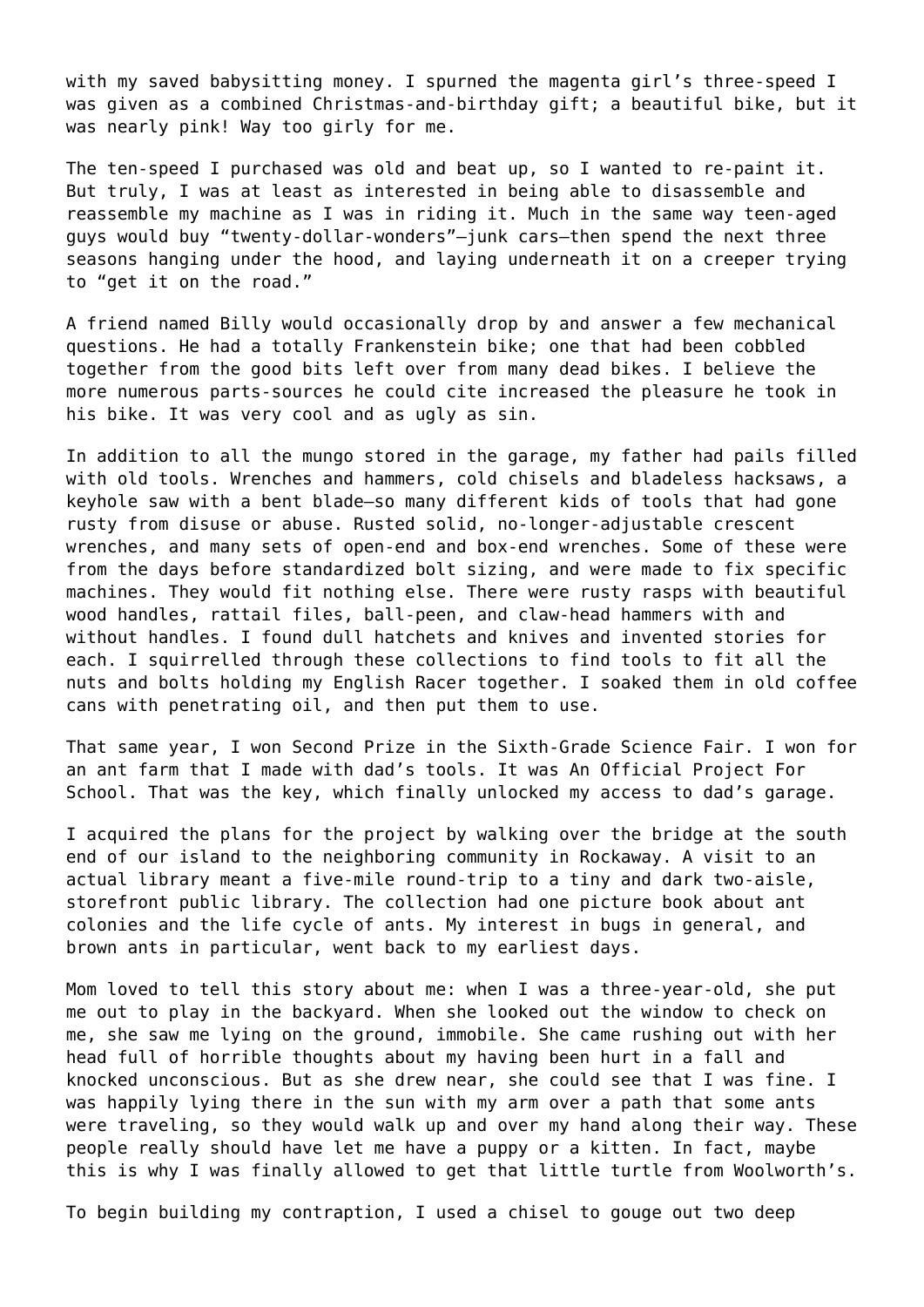with my saved babysitting money. I spurned the magenta girl's three-speed I was given as a combined Christmas-and-birthday gift; a beautiful bike, but it was nearly pink! Way too girly for me.

The ten-speed I purchased was old and beat up, so I wanted to re-paint it. But truly, I was at least as interested in being able to disassemble and reassemble my machine as I was in riding it. Much in the same way teen-aged guys would buy "twenty-dollar-wonders"—junk cars—then spend the next three seasons hanging under the hood, and laying underneath it on a creeper trying to "get it on the road."

A friend named Billy would occasionally drop by and answer a few mechanical questions. He had a totally Frankenstein bike; one that had been cobbled together from the good bits left over from many dead bikes. I believe the more numerous parts-sources he could cite increased the pleasure he took in his bike. It was very cool and as ugly as sin.

In addition to all the mungo stored in the garage, my father had pails filled with old tools. Wrenches and hammers, cold chisels and bladeless hacksaws, a keyhole saw with a bent blade—so many different kids of tools that had gone rusty from disuse or abuse. Rusted solid, no-longer-adjustable crescent wrenches, and many sets of open-end and box-end wrenches. Some of these were from the days before standardized bolt sizing, and were made to fix specific machines. They would fit nothing else. There were rusty rasps with beautiful wood handles, rattail files, ball-peen, and claw-head hammers with and without handles. I found dull hatchets and knives and invented stories for each. I squirrelled through these collections to find tools to fit all the nuts and bolts holding my English Racer together. I soaked them in old coffee cans with penetrating oil, and then put them to use.

That same year, I won Second Prize in the Sixth-Grade Science Fair. I won for an ant farm that I made with dad's tools. It was An Official Project For School. That was the key, which finally unlocked my access to dad's garage.

I acquired the plans for the project by walking over the bridge at the south end of our island to the neighboring community in Rockaway. A visit to an actual library meant a five-mile round-trip to a tiny and dark two-aisle, storefront public library. The collection had one picture book about ant colonies and the life cycle of ants. My interest in bugs in general, and brown ants in particular, went back to my earliest days.

Mom loved to tell this story about me: when I was a three-year-old, she put me out to play in the backyard. When she looked out the window to check on me, she saw me lying on the ground, immobile. She came rushing out with her head full of horrible thoughts about my having been hurt in a fall and knocked unconscious. But as she drew near, she could see that I was fine. I was happily lying there in the sun with my arm over a path that some ants were traveling, so they would walk up and over my hand along their way. These people really should have let me have a puppy or a kitten. In fact, maybe this is why I was finally allowed to get that little turtle from Woolworth's.

To begin building my contraption, I used a chisel to gouge out two deep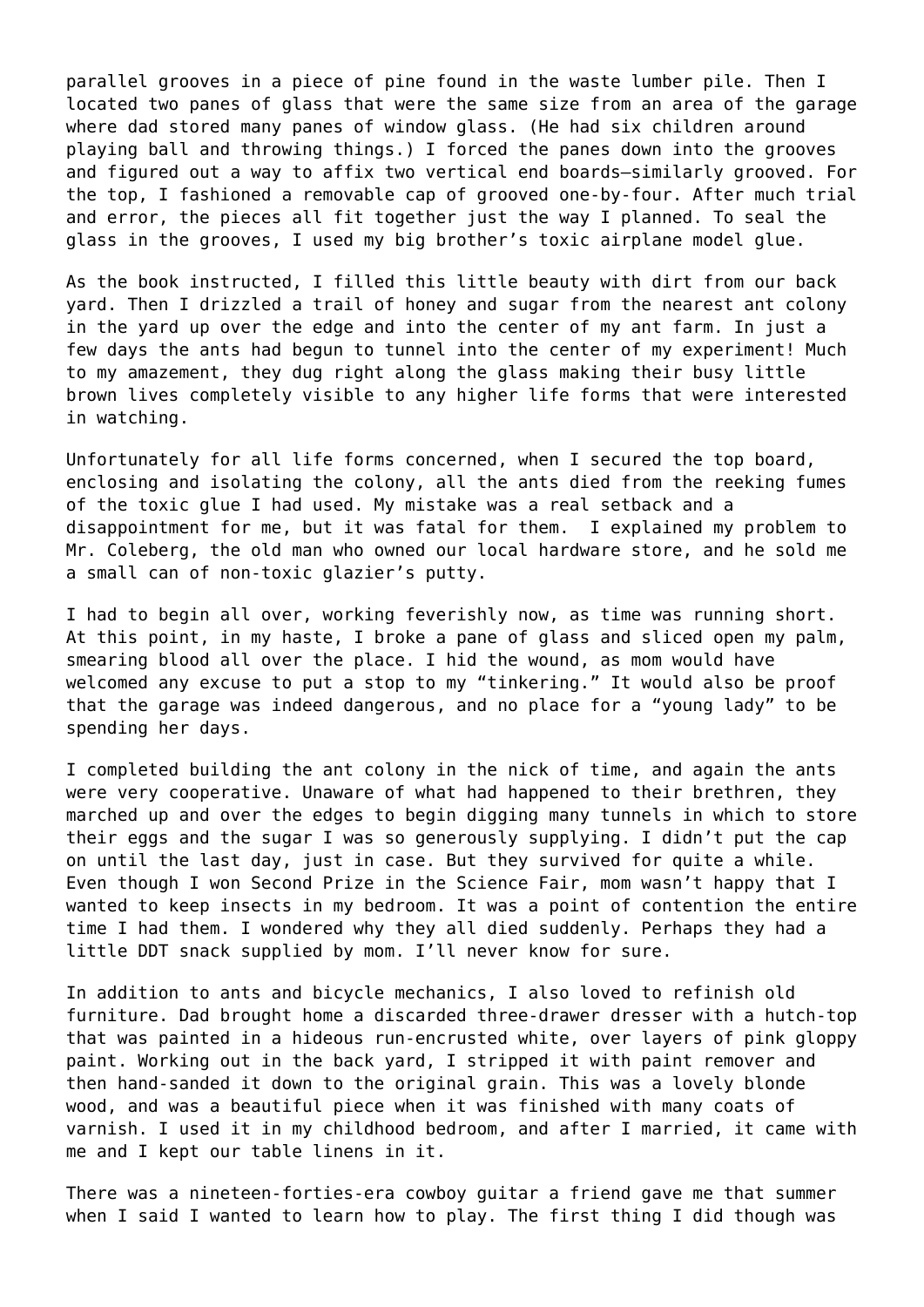parallel grooves in a piece of pine found in the waste lumber pile. Then I located two panes of glass that were the same size from an area of the garage where dad stored many panes of window glass. (He had six children around playing ball and throwing things.) I forced the panes down into the grooves and figured out a way to affix two vertical end boards—similarly grooved. For the top, I fashioned a removable cap of grooved one-by-four. After much trial and error, the pieces all fit together just the way I planned. To seal the glass in the grooves, I used my big brother's toxic airplane model glue.

As the book instructed, I filled this little beauty with dirt from our back yard. Then I drizzled a trail of honey and sugar from the nearest ant colony in the yard up over the edge and into the center of my ant farm. In just a few days the ants had begun to tunnel into the center of my experiment! Much to my amazement, they dug right along the glass making their busy little brown lives completely visible to any higher life forms that were interested in watching.

Unfortunately for all life forms concerned, when I secured the top board, enclosing and isolating the colony, all the ants died from the reeking fumes of the toxic glue I had used. My mistake was a real setback and a disappointment for me, but it was fatal for them. I explained my problem to Mr. Coleberg, the old man who owned our local hardware store, and he sold me a small can of non-toxic glazier's putty.

I had to begin all over, working feverishly now, as time was running short. At this point, in my haste, I broke a pane of glass and sliced open my palm, smearing blood all over the place. I hid the wound, as mom would have welcomed any excuse to put a stop to my "tinkering." It would also be proof that the garage was indeed dangerous, and no place for a "young lady" to be spending her days.

I completed building the ant colony in the nick of time, and again the ants were very cooperative. Unaware of what had happened to their brethren, they marched up and over the edges to begin digging many tunnels in which to store their eggs and the sugar I was so generously supplying. I didn't put the cap on until the last day, just in case. But they survived for quite a while. Even though I won Second Prize in the Science Fair, mom wasn't happy that I wanted to keep insects in my bedroom. It was a point of contention the entire time I had them. I wondered why they all died suddenly. Perhaps they had a little DDT snack supplied by mom. I'll never know for sure.

In addition to ants and bicycle mechanics, I also loved to refinish old furniture. Dad brought home a discarded three-drawer dresser with a hutch-top that was painted in a hideous run-encrusted white, over layers of pink gloppy paint. Working out in the back yard, I stripped it with paint remover and then hand-sanded it down to the original grain. This was a lovely blonde wood, and was a beautiful piece when it was finished with many coats of varnish. I used it in my childhood bedroom, and after I married, it came with me and I kept our table linens in it.

There was a nineteen-forties-era cowboy guitar a friend gave me that summer when I said I wanted to learn how to play. The first thing I did though was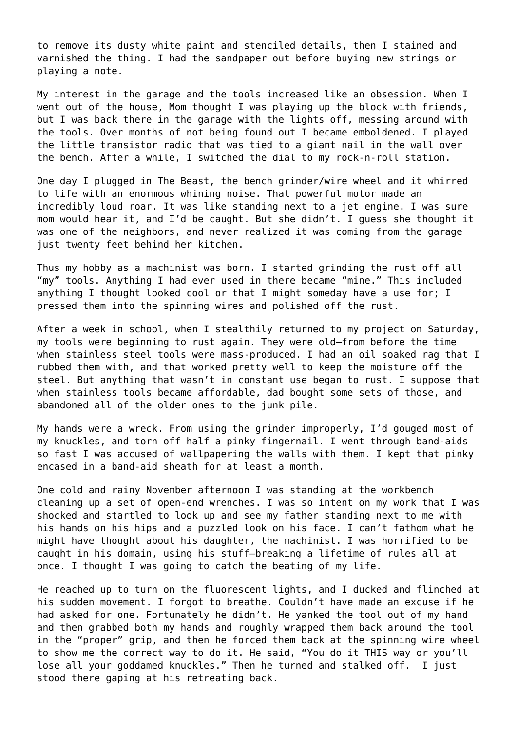to remove its dusty white paint and stenciled details, then I stained and varnished the thing. I had the sandpaper out before buying new strings or playing a note.

My interest in the garage and the tools increased like an obsession. When I went out of the house, Mom thought I was playing up the block with friends, but I was back there in the garage with the lights off, messing around with the tools. Over months of not being found out I became emboldened. I played the little transistor radio that was tied to a giant nail in the wall over the bench. After a while, I switched the dial to my rock-n-roll station.

One day I plugged in The Beast, the bench grinder/wire wheel and it whirred to life with an enormous whining noise. That powerful motor made an incredibly loud roar. It was like standing next to a jet engine. I was sure mom would hear it, and I'd be caught. But she didn't. I guess she thought it was one of the neighbors, and never realized it was coming from the garage just twenty feet behind her kitchen.

Thus my hobby as a machinist was born. I started grinding the rust off all "my" tools. Anything I had ever used in there became "mine." This included anything I thought looked cool or that I might someday have a use for; I pressed them into the spinning wires and polished off the rust.

After a week in school, when I stealthily returned to my project on Saturday, my tools were beginning to rust again. They were old—from before the time when stainless steel tools were mass-produced. I had an oil soaked rag that I rubbed them with, and that worked pretty well to keep the moisture off the steel. But anything that wasn't in constant use began to rust. I suppose that when stainless tools became affordable, dad bought some sets of those, and abandoned all of the older ones to the junk pile.

My hands were a wreck. From using the grinder improperly, I'd gouged most of my knuckles, and torn off half a pinky fingernail. I went through band-aids so fast I was accused of wallpapering the walls with them. I kept that pinky encased in a band-aid sheath for at least a month.

One cold and rainy November afternoon I was standing at the workbench cleaning up a set of open-end wrenches. I was so intent on my work that I was shocked and startled to look up and see my father standing next to me with his hands on his hips and a puzzled look on his face. I can't fathom what he might have thought about his daughter, the machinist. I was horrified to be caught in his domain, using his stuff—breaking a lifetime of rules all at once. I thought I was going to catch the beating of my life.

He reached up to turn on the fluorescent lights, and I ducked and flinched at his sudden movement. I forgot to breathe. Couldn't have made an excuse if he had asked for one. Fortunately he didn't. He yanked the tool out of my hand and then grabbed both my hands and roughly wrapped them back around the tool in the "proper" grip, and then he forced them back at the spinning wire wheel to show me the correct way to do it. He said, "You do it THIS way or you'll lose all your goddamed knuckles." Then he turned and stalked off. I just stood there gaping at his retreating back.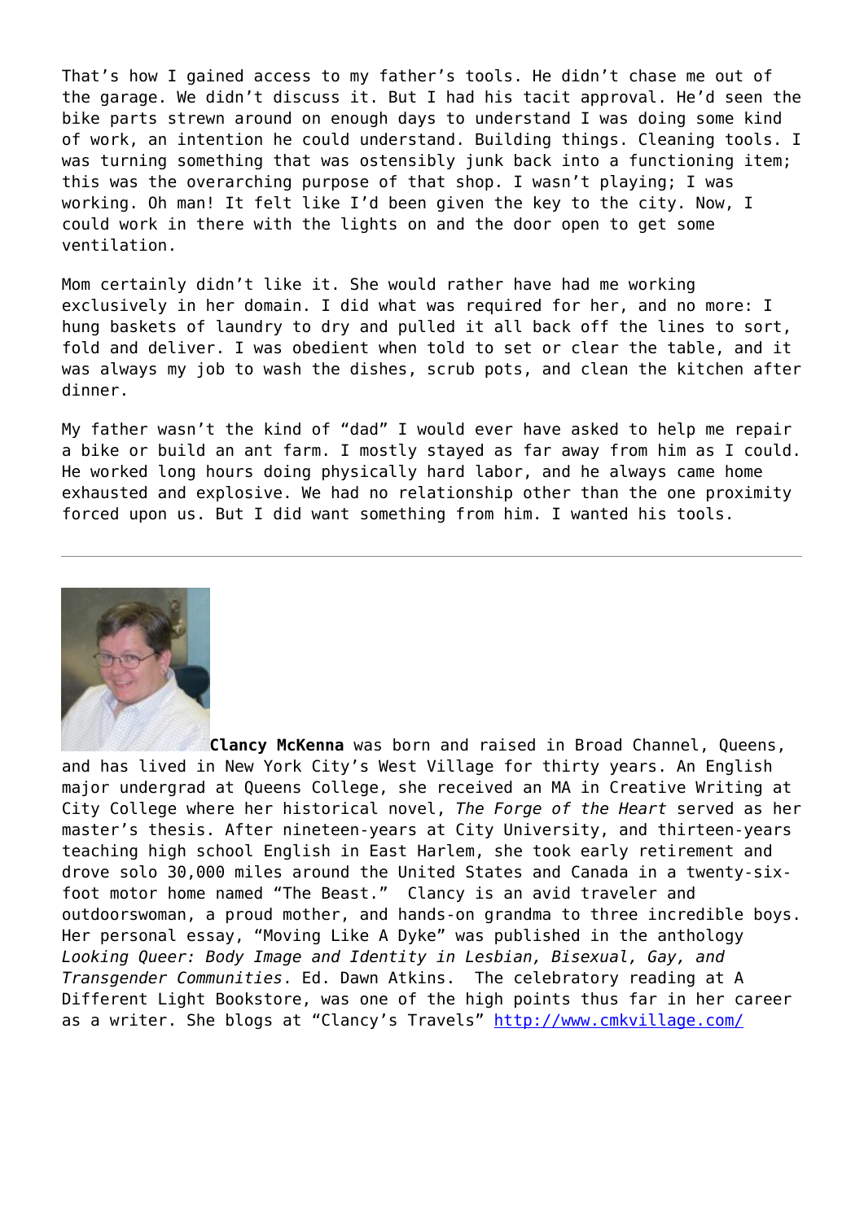That's how I gained access to my father's tools. He didn't chase me out of the garage. We didn't discuss it. But I had his tacit approval. He'd seen the bike parts strewn around on enough days to understand I was doing some kind of work, an intention he could understand. Building things. Cleaning tools. I was turning something that was ostensibly junk back into a functioning item; this was the overarching purpose of that shop. I wasn't playing; I was working. Oh man! It felt like I'd been given the key to the city. Now, I could work in there with the lights on and the door open to get some ventilation.

Mom certainly didn't like it. She would rather have had me working exclusively in her domain. I did what was required for her, and no more: I hung baskets of laundry to dry and pulled it all back off the lines to sort, fold and deliver. I was obedient when told to set or clear the table, and it was always my job to wash the dishes, scrub pots, and clean the kitchen after dinner.

My father wasn't the kind of "dad" I would ever have asked to help me repair a bike or build an ant farm. I mostly stayed as far away from him as I could. He worked long hours doing physically hard labor, and he always came home exhausted and explosive. We had no relationship other than the one proximity forced upon us. But I did want something from him. I wanted his tools.

---

**Clancy McKenna** was born and raised in Broad Channel, Queens, and has lived in New York City's West Village for thirty years. An English major undergrad at Queens College, she received an MA in Creative Writing at City College where her historical novel, *The Forge of the Heart* served as her master's thesis. After nineteen-years at City University, and thirteen-years teaching high school English in East Harlem, she took early retirement and drove solo 30,000 miles around the United States and Canada in a twenty-six-foot motor home named "The Beast." Clancy is an avid traveler and outdoorswoman, a proud mother, and hands-on grandma to three incredible boys. Her personal essay, "Moving Like A Dyke" was published in the anthology *Looking Queer: Body Image and Identity in Lesbian, Bisexual, Gay, and Transgender Communities*. Ed. Dawn Atkins. The celebratory reading at A Different Light Bookstore, was one of the high points thus far in her career as a writer. She blogs at "Clancy's Travels" http://www.cmkvillage.com/